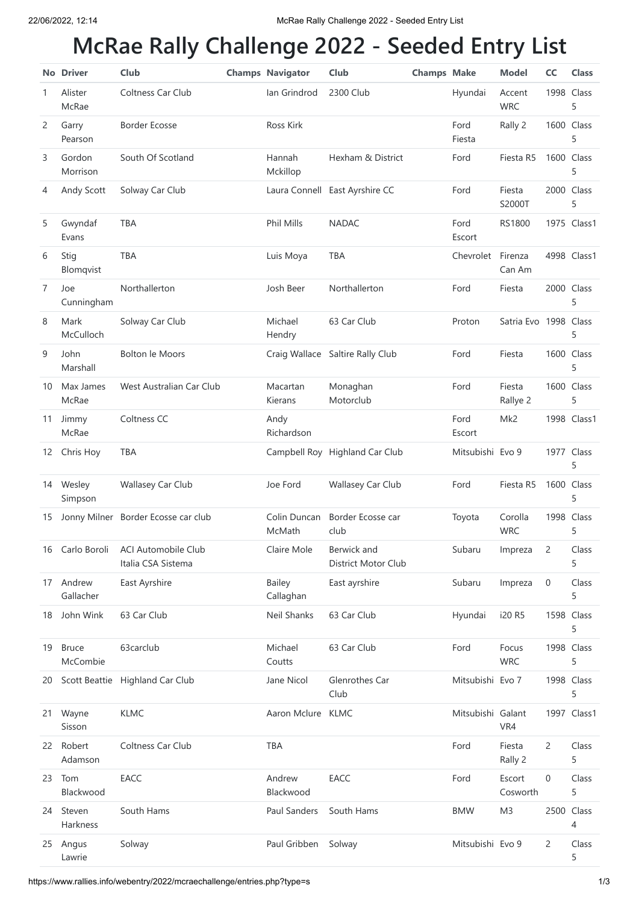# McRae Rally Challenge 2022 - Seeded Entry List

| No | Driver | Club | Champs | Navigator | Club | Champs | Make | Model | CC | Class |
|---|---|---|---|---|---|---|---|---|---|---|
| 1 | Alister McRae | Coltness Car Club | | Ian Grindrod | 2300 Club | | Hyundai | Accent WRC | 1998 | Class 5 |
| 2 | Garry Pearson | Border Ecosse | | Ross Kirk | | | Ford Fiesta | Rally 2 | 1600 | Class 5 |
| 3 | Gordon Morrison | South Of Scotland | | Hannah Mckillop | Hexham & District | | Ford | Fiesta R5 | 1600 | Class 5 |
| 4 | Andy Scott | Solway Car Club | | Laura Connell | East Ayrshire CC | | Ford | Fiesta S2000T | 2000 | Class 5 |
| 5 | Gwyndaf Evans | TBA | | Phil Mills | NADAC | | Ford Escort | RS1800 | 1975 | Class1 |
| 6 | Stig Blomqvist | TBA | | Luis Moya | TBA | | Chevrolet | Firenza Can Am | 4998 | Class1 |
| 7 | Joe Cunningham | Northallerton | | Josh Beer | Northallerton | | Ford | Fiesta | 2000 | Class 5 |
| 8 | Mark McCulloch | Solway Car Club | | Michael Hendry | 63 Car Club | | Proton | Satria Evo | 1998 | Class 5 |
| 9 | John Marshall | Bolton le Moors | | Craig Wallace | Saltire Rally Club | | Ford | Fiesta | 1600 | Class 5 |
| 10 | Max James McRae | West Australian Car Club | | Macartan Kierans | Monaghan Motorclub | | Ford | Fiesta Rallye 2 | 1600 | Class 5 |
| 11 | Jimmy McRae | Coltness CC | | Andy Richardson | | | Ford Escort | Mk2 | 1998 | Class1 |
| 12 | Chris Hoy | TBA | | Campbell Roy | Highland Car Club | | Mitsubishi | Evo 9 | 1977 | Class 5 |
| 14 | Wesley Simpson | Wallasey Car Club | | Joe Ford | Wallasey Car Club | | Ford | Fiesta R5 | 1600 | Class 5 |
| 15 | Jonny Milner | Border Ecosse car club | | Colin Duncan McMath | Border Ecosse car club | | Toyota | Corolla WRC | 1998 | Class 5 |
| 16 | Carlo Boroli | ACI Automobile Club Italia CSA Sistema | | Claire Mole | Berwick and District Motor Club | | Subaru | Impreza | 2 | Class 5 |
| 17 | Andrew Gallacher | East Ayrshire | | Bailey Callaghan | East ayrshire | | Subaru | Impreza | 0 | Class 5 |
| 18 | John Wink | 63 Car Club | | Neil Shanks | 63 Car Club | | Hyundai | i20 R5 | 1598 | Class 5 |
| 19 | Bruce McCombie | 63carclub | | Michael Coutts | 63 Car Club | | Ford | Focus WRC | 1998 | Class 5 |
| 20 | Scott Beattie | Highland Car Club | | Jane Nicol | Glenrothes Car Club | | Mitsubishi | Evo 7 | 1998 | Class 5 |
| 21 | Wayne Sisson | KLMC | | Aaron Mclure | KLMC | | Mitsubishi | Galant VR4 | 1997 | Class1 |
| 22 | Robert Adamson | Coltness Car Club | | TBA | | | Ford | Fiesta Rally 2 | 2 | Class 5 |
| 23 | Tom Blackwood | EACC | | Andrew Blackwood | EACC | | Ford | Escort Cosworth | 0 | Class 5 |
| 24 | Steven Harkness | South Hams | | Paul Sanders | South Hams | | BMW | M3 | 2500 | Class 4 |
| 25 | Angus Lawrie | Solway | | Paul Gribben | Solway | | Mitsubishi | Evo 9 | 2 | Class 5 |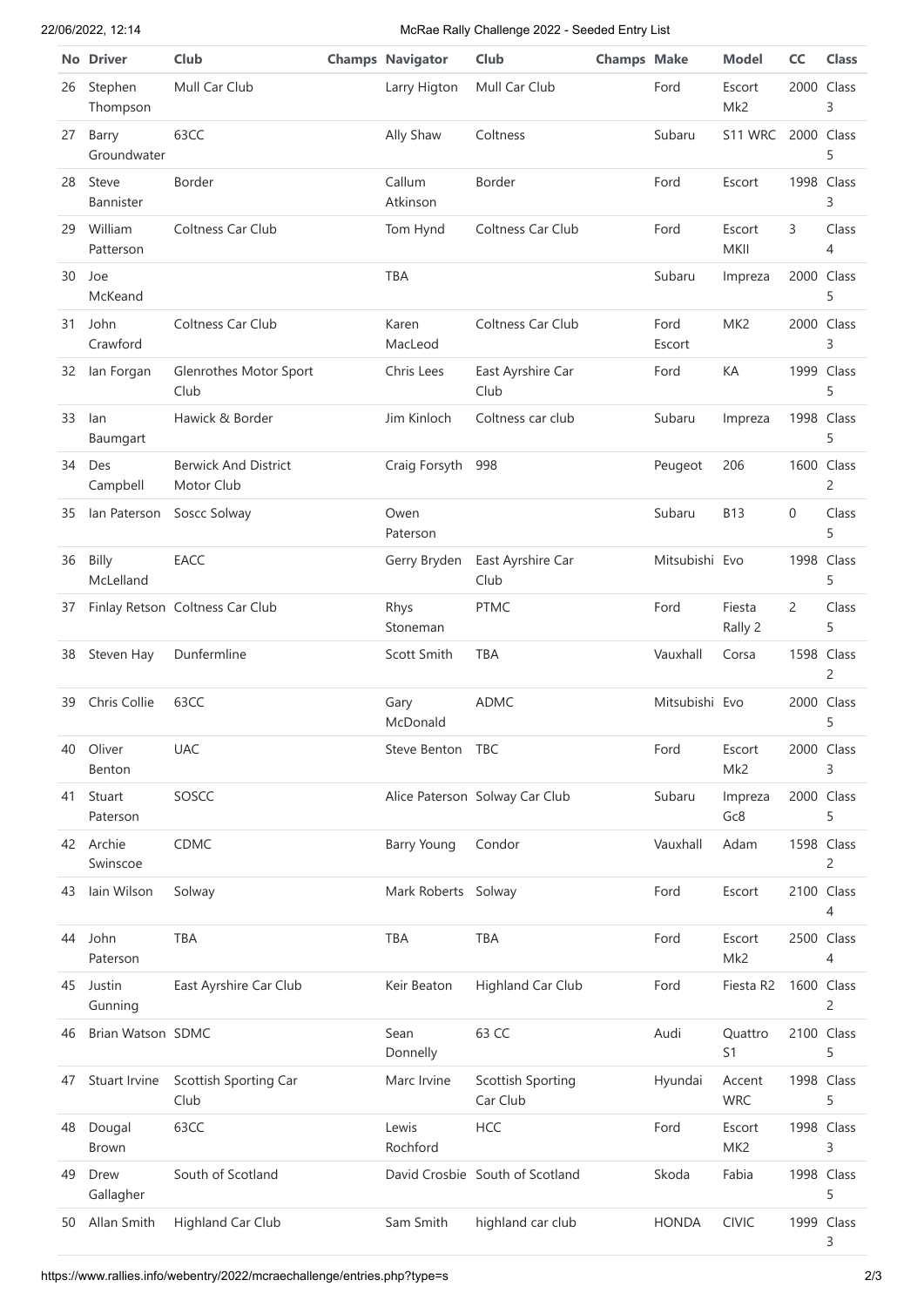| No | Driver | Club | Champs | Navigator | Club | Champs | Make | Model | CC | Class |
|---|---|---|---|---|---|---|---|---|---|---|
| 26 | Stephen Thompson | Mull Car Club | | Larry Higton | Mull Car Club | | Ford | Escort Mk2 | 2000 | Class 3 |
| 27 | Barry Groundwater | 63CC | | Ally Shaw | Coltness | | Subaru | S11 WRC | 2000 | Class 5 |
| 28 | Steve Bannister | Border | | Callum Atkinson | Border | | Ford | Escort | 1998 | Class 3 |
| 29 | William Patterson | Coltness Car Club | | Tom Hynd | Coltness Car Club | | Ford | Escort MKII | 3 | Class 4 |
| 30 | Joe McKeand | | | TBA | | | Subaru | Impreza | 2000 | Class 5 |
| 31 | John Crawford | Coltness Car Club | | Karen MacLeod | Coltness Car Club | | Ford Escort | MK2 | 2000 | Class 3 |
| 32 | Ian Forgan | Glenrothes Motor Sport Club | | Chris Lees | East Ayrshire Car Club | | Ford | KA | 1999 | Class 5 |
| 33 | Ian Baumgart | Hawick & Border | | Jim Kinloch | Coltness car club | | Subaru | Impreza | 1998 | Class 5 |
| 34 | Des Campbell | Berwick And District Motor Club | | Craig Forsyth | 998 | | Peugeot | 206 | 1600 | Class 2 |
| 35 | Ian Paterson | Soscc Solway | | Owen Paterson | | | Subaru | B13 | 0 | Class 5 |
| 36 | Billy McLelland | EACC | | Gerry Bryden | East Ayrshire Car Club | | Mitsubishi | Evo | 1998 | Class 5 |
| 37 | Finlay Retson | Coltness Car Club | | Rhys Stoneman | PTMC | | Ford | Fiesta Rally 2 | 2 | Class 5 |
| 38 | Steven Hay | Dunfermline | | Scott Smith | TBA | | Vauxhall | Corsa | 1598 | Class 2 |
| 39 | Chris Collie | 63CC | | Gary McDonald | ADMC | | Mitsubishi | Evo | 2000 | Class 5 |
| 40 | Oliver Benton | UAC | | Steve Benton | TBC | | Ford | Escort Mk2 | 2000 | Class 3 |
| 41 | Stuart Paterson | SOSCC | | Alice Paterson | Solway Car Club | | Subaru | Impreza Gc8 | 2000 | Class 5 |
| 42 | Archie Swinscoe | CDMC | | Barry Young | Condor | | Vauxhall | Adam | 1598 | Class 2 |
| 43 | Iain Wilson | Solway | | Mark Roberts | Solway | | Ford | Escort | 2100 | Class 4 |
| 44 | John Paterson | TBA | | TBA | TBA | | Ford | Escort Mk2 | 2500 | Class 4 |
| 45 | Justin Gunning | East Ayrshire Car Club | | Keir Beaton | Highland Car Club | | Ford | Fiesta R2 | 1600 | Class 2 |
| 46 | Brian Watson | SDMC | | Sean Donnelly | 63 CC | | Audi | Quattro S1 | 2100 | Class 5 |
| 47 | Stuart Irvine | Scottish Sporting Car Club | | Marc Irvine | Scottish Sporting Car Club | | Hyundai | Accent WRC | 1998 | Class 5 |
| 48 | Dougal Brown | 63CC | | Lewis Rochford | HCC | | Ford | Escort MK2 | 1998 | Class 3 |
| 49 | Drew Gallagher | South of Scotland | | David Crosbie | South of Scotland | | Skoda | Fabia | 1998 | Class 5 |
| 50 | Allan Smith | Highland Car Club | | Sam Smith | highland car club | | HONDA | CIVIC | 1999 | Class 3 |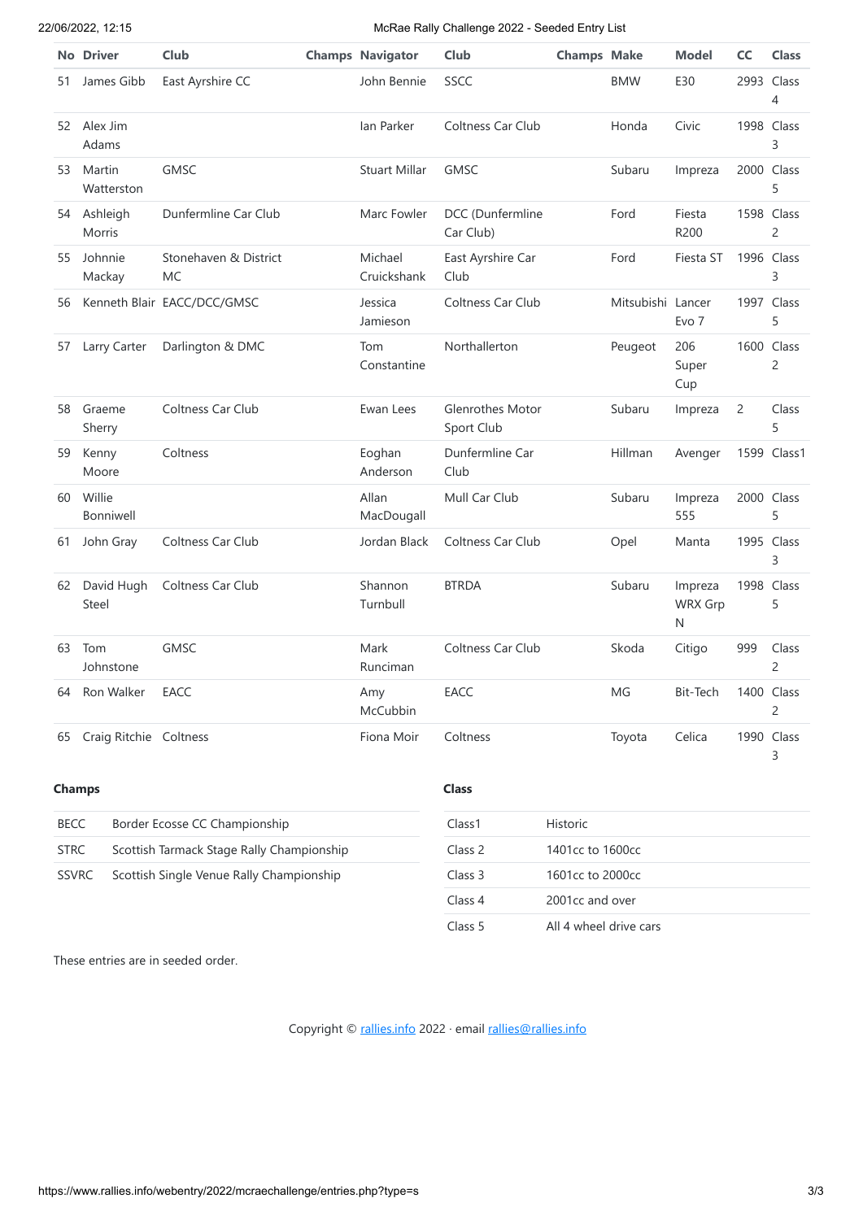| No | Driver | Club | Champs | Navigator | Club | Champs | Make | Model | CC | Class |
|---|---|---|---|---|---|---|---|---|---|---|
| 51 | James Gibb | East Ayrshire CC | | John Bennie | SSCC | | BMW | E30 | 2993 | Class 4 |
| 52 | Alex Jim Adams | | | Ian Parker | Coltness Car Club | | Honda | Civic | 1998 | Class 3 |
| 53 | Martin Watterston | GMSC | | Stuart Millar | GMSC | | Subaru | Impreza | 2000 | Class 5 |
| 54 | Ashleigh Morris | Dunfermline Car Club | | Marc Fowler | DCC (Dunfermline Car Club) | | Ford | Fiesta R200 | 1598 | Class 2 |
| 55 | Johnnie Mackay | Stonehaven & District MC | | Michael Cruickshank | East Ayrshire Car Club | | Ford | Fiesta ST | 1996 | Class 3 |
| 56 | Kenneth Blair | EACC/DCC/GMSC | | Jessica Jamieson | Coltness Car Club | | Mitsubishi | Lancer Evo 7 | 1997 | Class 5 |
| 57 | Larry Carter | Darlington & DMC | | Tom Constantine | Northallerton | | Peugeot | 206 Super Cup | 1600 | Class 2 |
| 58 | Graeme Sherry | Coltness Car Club | | Ewan Lees | Glenrothes Motor Sport Club | | Subaru | Impreza | 2 | Class 5 |
| 59 | Kenny Moore | Coltness | | Eoghan Anderson | Dunfermline Car Club | | Hillman | Avenger | 1599 | Class1 |
| 60 | Willie Bonniwell | | | Allan MacDougall | Mull Car Club | | Subaru | Impreza 555 | 2000 | Class 5 |
| 61 | John Gray | Coltness Car Club | | Jordan Black | Coltness Car Club | | Opel | Manta | 1995 | Class 3 |
| 62 | David Hugh Steel | Coltness Car Club | | Shannon Turnbull | BTRDA | | Subaru | Impreza WRX Grp N | 1998 | Class 5 |
| 63 | Tom Johnstone | GMSC | | Mark Runciman | Coltness Car Club | | Skoda | Citigo | 999 | Class 2 |
| 64 | Ron Walker | EACC | | Amy McCubbin | EACC | | MG | Bit-Tech | 1400 | Class 2 |
| 65 | Craig Ritchie | Coltness | | Fiona Moir | Coltness | | Toyota | Celica | 1990 | Class 3 |

**Champs**

| | |
|---|---|
| BECC | Border Ecosse CC Championship |
| STRC | Scottish Tarmack Stage Rally Championship |
| SSVRC | Scottish Single Venue Rally Championship |

**Class**

| | |
|---|---|
| Class1 | Historic |
| Class 2 | 1401cc to 1600cc |
| Class 3 | 1601cc to 2000cc |
| Class 4 | 2001cc and over |
| Class 5 | All 4 wheel drive cars |

These entries are in seeded order.

Copyright © rallies.info 2022 · email rallies@rallies.info